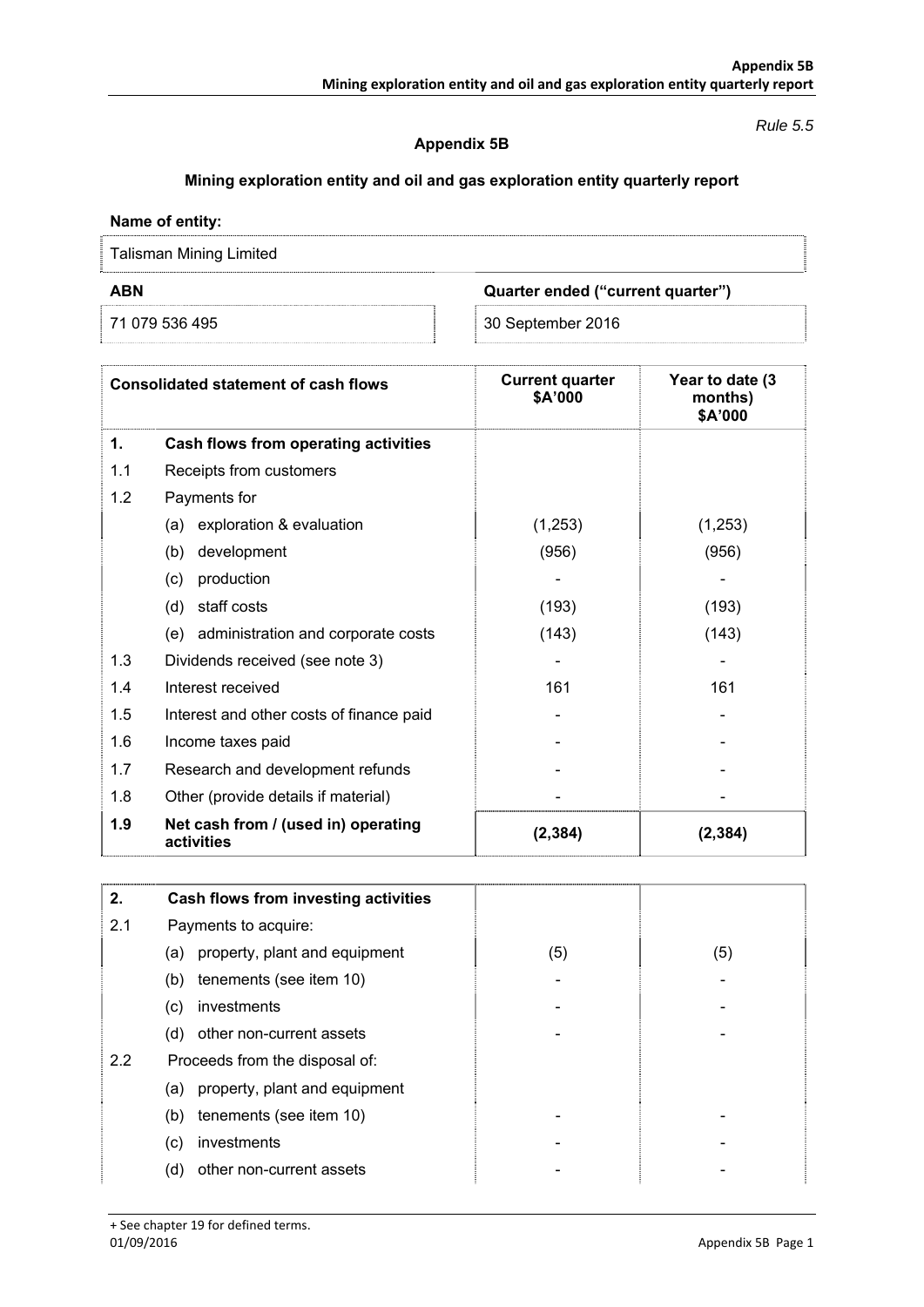*Rule 5.5*

# Appendix 5B

## Mining exploration entity and oil and gas exploration entity quarterly report

**Name of entity:**

| Talisman Mining Limited | |
|---|---|
| **ABN** | **Quarter ended ("current quarter")** |
| 71 079 536 495 | 30 September 2016 |

| | **Consolidated statement of cash flows** | **Current quarter $A'000** | **Year to date (3 months) $A'000** |
|---|---|---|---|
| **1.** | **Cash flows from operating activities** | | |
| 1.1 | Receipts from customers | | |
| 1.2 | Payments for | | |
| | (a) exploration & evaluation | (1,253) | (1,253) |
| | (b) development | (956) | (956) |
| | (c) production | - | - |
| | (d) staff costs | (193) | (193) |
| | (e) administration and corporate costs | (143) | (143) |
| 1.3 | Dividends received (see note 3) | - | - |
| 1.4 | Interest received | 161 | 161 |
| 1.5 | Interest and other costs of finance paid | - | - |
| 1.6 | Income taxes paid | - | - |
| 1.7 | Research and development refunds | - | - |
| 1.8 | Other (provide details if material) | - | - |
| **1.9** | **Net cash from / (used in) operating activities** | **(2,384)** | **(2,384)** |

| **2.** | **Cash flows from investing activities** | | |
|---|---|---|---|
| 2.1 | Payments to acquire: | | |
| | (a) property, plant and equipment | (5) | (5) |
| | (b) tenements (see item 10) | - | - |
| | (c) investments | - | - |
| | (d) other non-current assets | - | - |
| 2.2 | Proceeds from the disposal of: | | |
| | (a) property, plant and equipment | | |
| | (b) tenements (see item 10) | - | - |
| | (c) investments | - | - |
| | (d) other non-current assets | - | - |

+ See chapter 19 for defined terms.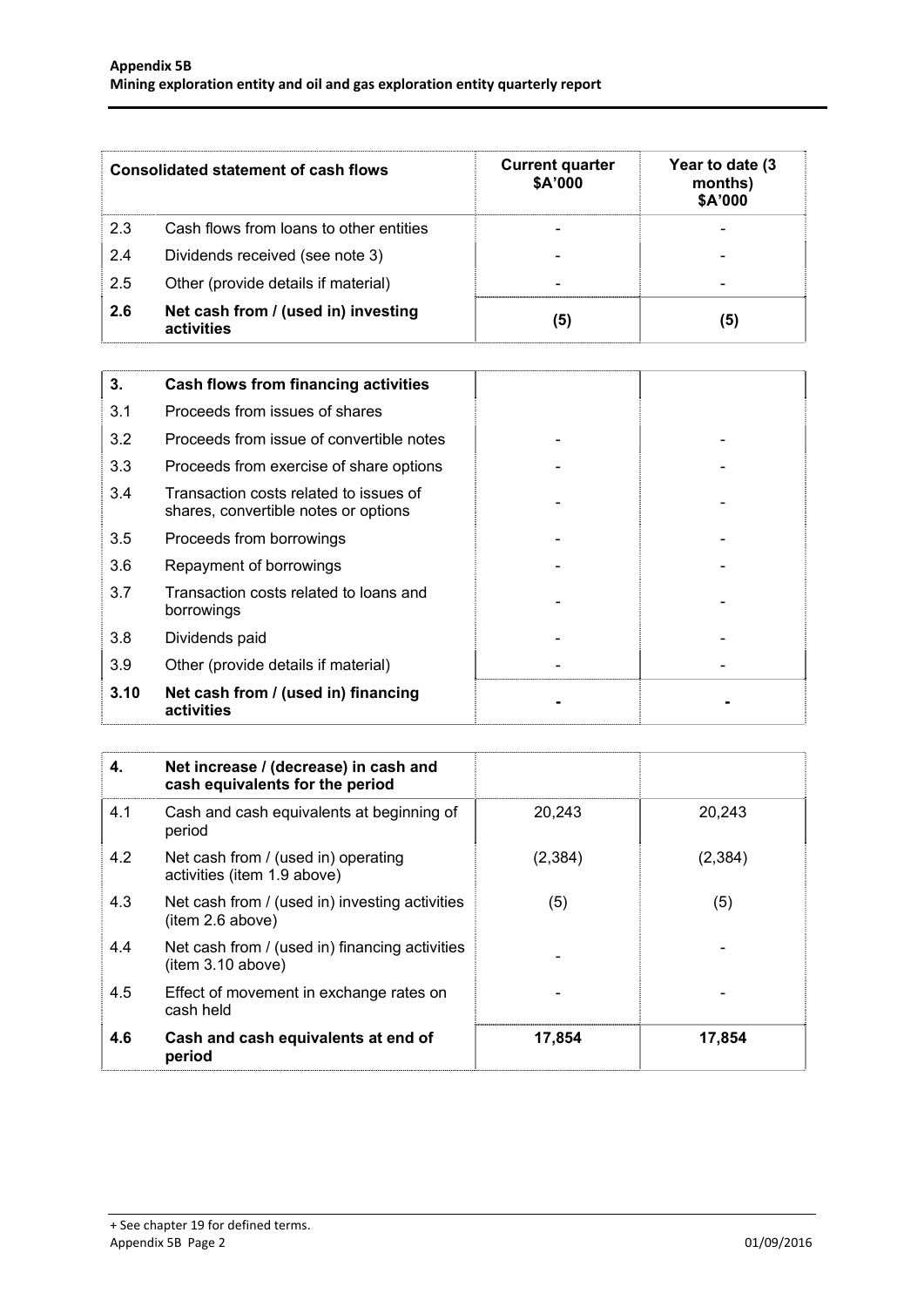| Consolidated statement of cash flows | | Current quarter $A'000 | Year to date (3 months) $A'000 |
|---|---|---|---|
| 2.3 | Cash flows from loans to other entities | - | - |
| 2.4 | Dividends received (see note 3) | - | - |
| 2.5 | Other (provide details if material) | - | - |
| **2.6** | **Net cash from / (used in) investing activities** | **(5)** | **(5)** |

| **3.** | **Cash flows from financing activities** | | |
|---|---|---|---|
| 3.1 | Proceeds from issues of shares | | |
| 3.2 | Proceeds from issue of convertible notes | - | - |
| 3.3 | Proceeds from exercise of share options | - | - |
| 3.4 | Transaction costs related to issues of shares, convertible notes or options | - | - |
| 3.5 | Proceeds from borrowings | - | - |
| 3.6 | Repayment of borrowings | - | - |
| 3.7 | Transaction costs related to loans and borrowings | - | - |
| 3.8 | Dividends paid | - | - |
| 3.9 | Other (provide details if material) | - | - |
| **3.10** | **Net cash from / (used in) financing activities** | **-** | **-** |

| **4.** | **Net increase / (decrease) in cash and cash equivalents for the period** | | |
|---|---|---|---|
| 4.1 | Cash and cash equivalents at beginning of period | 20,243 | 20,243 |
| 4.2 | Net cash from / (used in) operating activities (item 1.9 above) | (2,384) | (2,384) |
| 4.3 | Net cash from / (used in) investing activities (item 2.6 above) | (5) | (5) |
| 4.4 | Net cash from / (used in) financing activities (item 3.10 above) | - | - |
| 4.5 | Effect of movement in exchange rates on cash held | - | - |
| **4.6** | **Cash and cash equivalents at end of period** | **17,854** | **17,854** |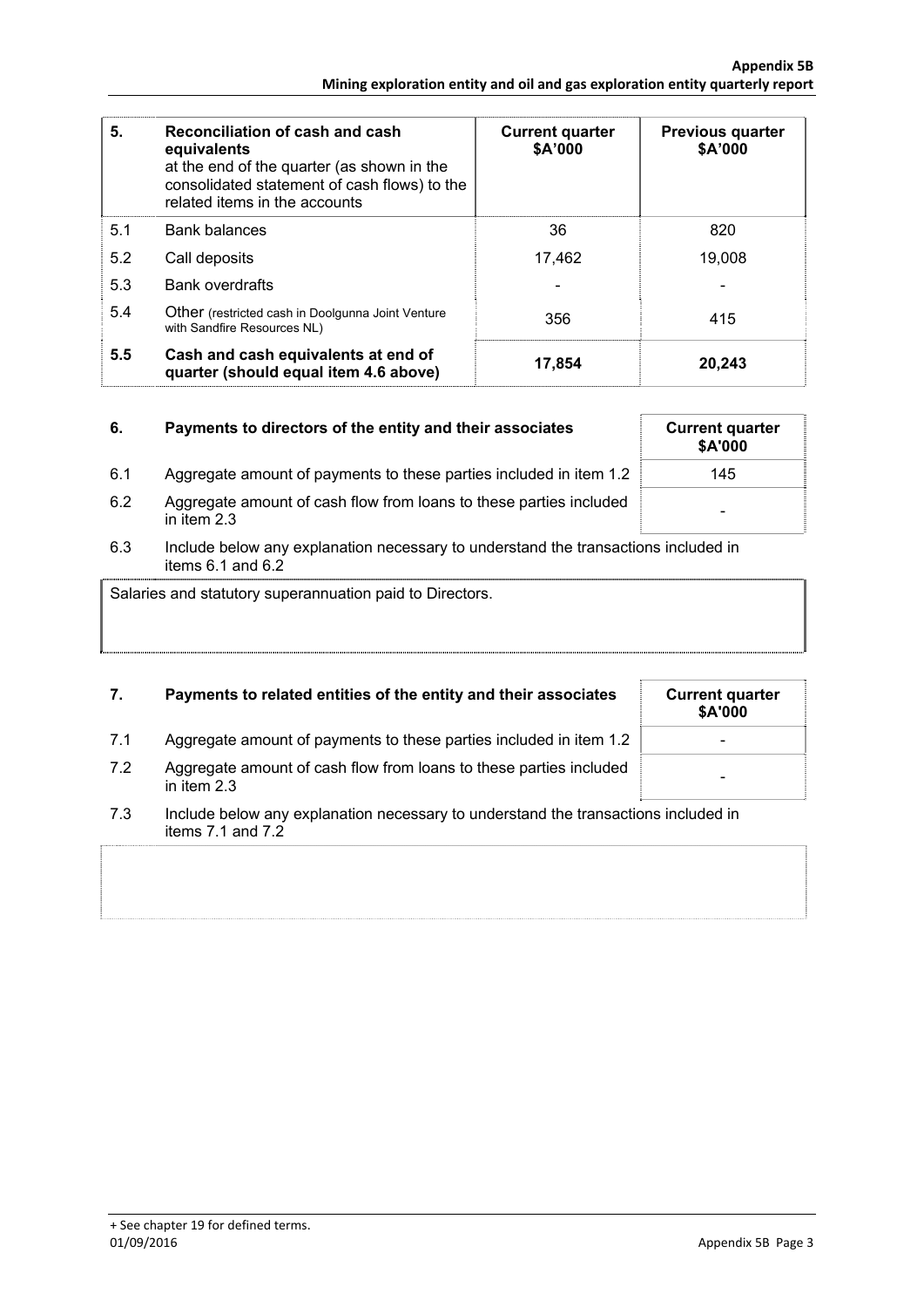| 5. | **Reconciliation of cash and cash equivalents** at the end of the quarter (as shown in the consolidated statement of cash flows) to the related items in the accounts | **Current quarter $A'000** | **Previous quarter $A'000** |
|---|---|---|---|
| 5.1 | Bank balances | 36 | 820 |
| 5.2 | Call deposits | 17,462 | 19,008 |
| 5.3 | Bank overdrafts | - | - |
| 5.4 | Other (restricted cash in Doolgunna Joint Venture with Sandfire Resources NL) | 356 | 415 |
| **5.5** | **Cash and cash equivalents at end of quarter (should equal item 4.6 above)** | **17,854** | **20,243** |

| 6. | **Payments to directors of the entity and their associates** | **Current quarter $A'000** |
|---|---|---|
| 6.1 | Aggregate amount of payments to these parties included in item 1.2 | 145 |
| 6.2 | Aggregate amount of cash flow from loans to these parties included in item 2.3 | - |

6.3 Include below any explanation necessary to understand the transactions included in items 6.1 and 6.2

Salaries and statutory superannuation paid to Directors.

| 7. | **Payments to related entities of the entity and their associates** | **Current quarter $A'000** |
|---|---|---|
| 7.1 | Aggregate amount of payments to these parties included in item 1.2 | - |
| 7.2 | Aggregate amount of cash flow from loans to these parties included in item 2.3 | - |

7.3 Include below any explanation necessary to understand the transactions included in items 7.1 and 7.2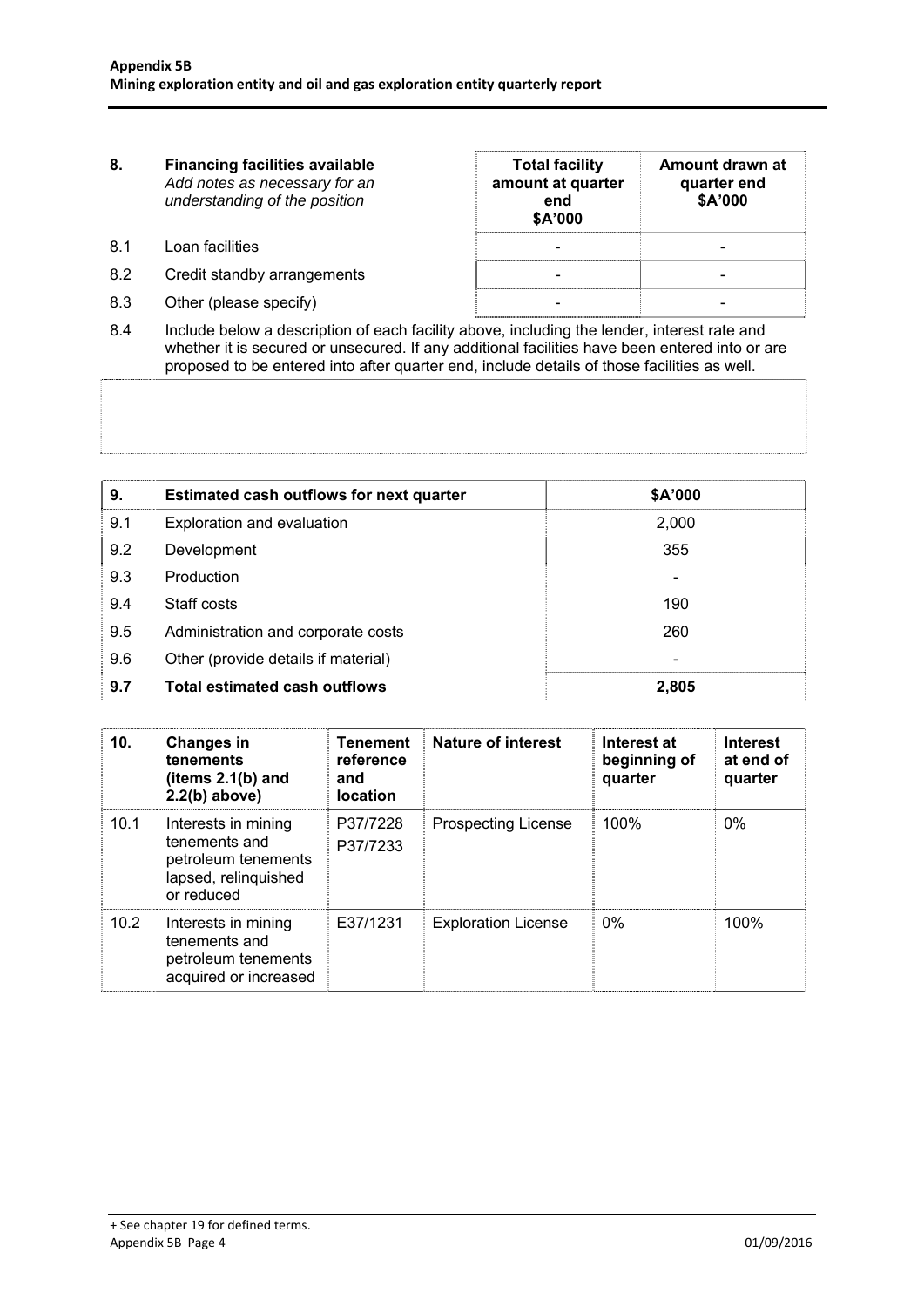| 8. | **Financing facilities available** *Add notes as necessary for an understanding of the position* | **Total facility amount at quarter end $A'000** | **Amount drawn at quarter end $A'000** |
|---|---|---|---|
| 8.1 | Loan facilities | - | - |
| 8.2 | Credit standby arrangements | - | - |
| 8.3 | Other (please specify) | - | - |

8.4 Include below a description of each facility above, including the lender, interest rate and whether it is secured or unsecured. If any additional facilities have been entered into or are proposed to be entered into after quarter end, include details of those facilities as well.

| 9. | **Estimated cash outflows for next quarter** | **$A'000** |
|---|---|---|
| 9.1 | Exploration and evaluation | 2,000 |
| 9.2 | Development | 355 |
| 9.3 | Production | - |
| 9.4 | Staff costs | 190 |
| 9.5 | Administration and corporate costs | 260 |
| 9.6 | Other (provide details if material) | - |
| **9.7** | **Total estimated cash outflows** | **2,805** |

| 10. | **Changes in tenements (items 2.1(b) and 2.2(b) above)** | **Tenement reference and location** | **Nature of interest** | **Interest at beginning of quarter** | **Interest at end of quarter** |
|---|---|---|---|---|---|
| 10.1 | Interests in mining tenements and petroleum tenements lapsed, relinquished or reduced | P37/7228 P37/7233 | Prospecting License | 100% | 0% |
| 10.2 | Interests in mining tenements and petroleum tenements acquired or increased | E37/1231 | Exploration License | 0% | 100% |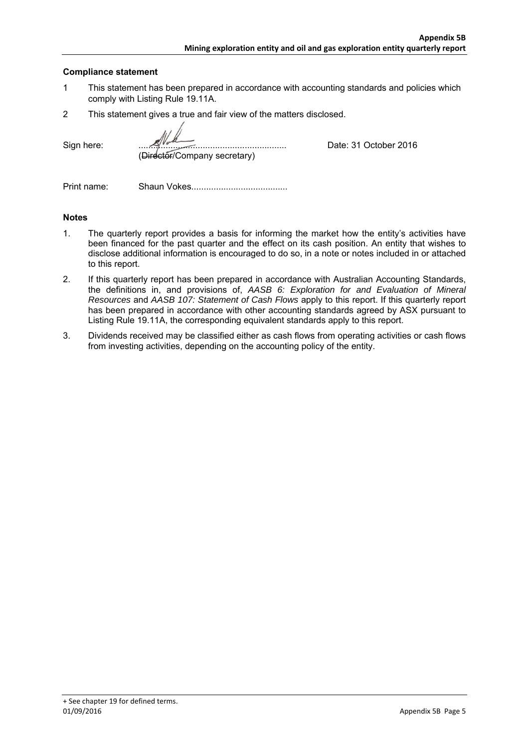## Compliance statement

1. This statement has been prepared in accordance with accounting standards and policies which comply with Listing Rule 19.11A.
2. This statement gives a true and fair view of the matters disclosed.

Sign here: ............................................................ Date: 31 October 2016
(~~Director~~/Company secretary)

Print name: Shaun Vokes.......................................

## Notes

1. The quarterly report provides a basis for informing the market how the entity's activities have been financed for the past quarter and the effect on its cash position. An entity that wishes to disclose additional information is encouraged to do so, in a note or notes included in or attached to this report.
2. If this quarterly report has been prepared in accordance with Australian Accounting Standards, the definitions in, and provisions of, *AASB 6: Exploration for and Evaluation of Mineral Resources* and *AASB 107: Statement of Cash Flows* apply to this report. If this quarterly report has been prepared in accordance with other accounting standards agreed by ASX pursuant to Listing Rule 19.11A, the corresponding equivalent standards apply to this report.
3. Dividends received may be classified either as cash flows from operating activities or cash flows from investing activities, depending on the accounting policy of the entity.